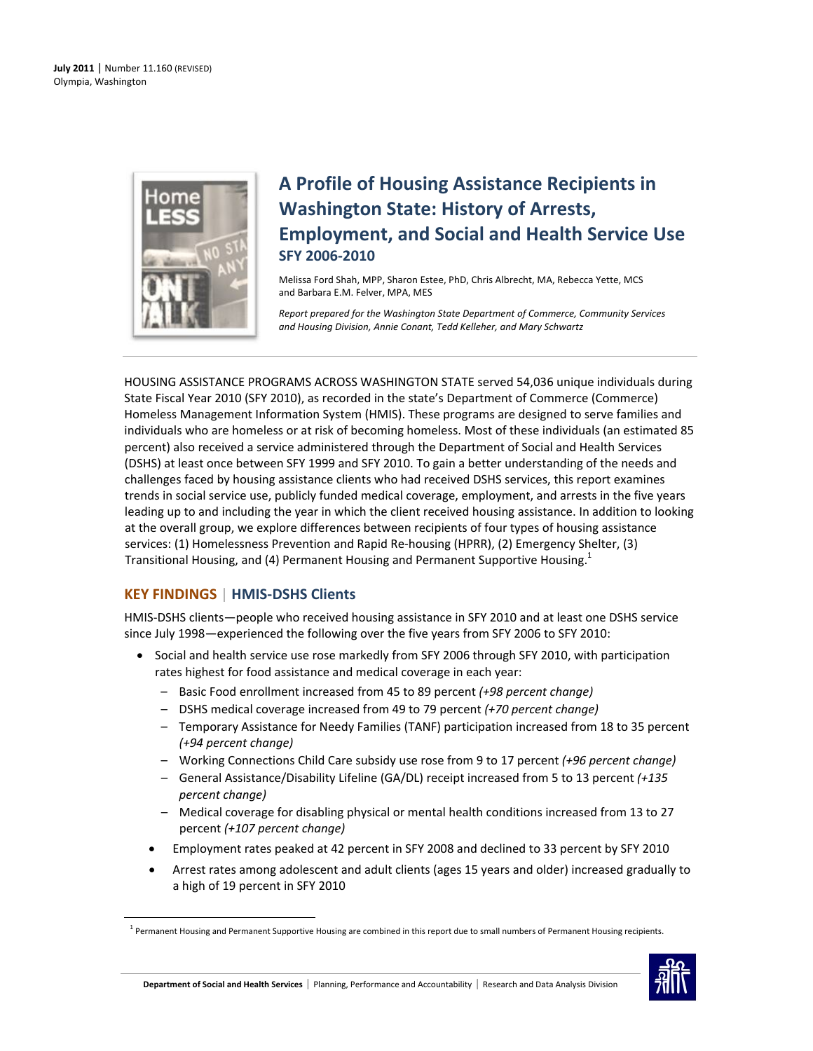July 2011 | Number 11.160 (REVISED)
Olympia, Washington

# A Profile of Housing Assistance Recipients in Washington State: History of Arrests, Employment, and Social and Health Service Use

## SFY 2006-2010

Melissa Ford Shah, MPP, Sharon Estee, PhD, Chris Albrecht, MA, Rebecca Yette, MCS and Barbara E.M. Felver, MPA, MES

*Report prepared for the Washington State Department of Commerce, Community Services and Housing Division, Annie Conant, Tedd Kelleher, and Mary Schwartz*

HOUSING ASSISTANCE PROGRAMS ACROSS WASHINGTON STATE served 54,036 unique individuals during State Fiscal Year 2010 (SFY 2010), as recorded in the state's Department of Commerce (Commerce) Homeless Management Information System (HMIS). These programs are designed to serve families and individuals who are homeless or at risk of becoming homeless. Most of these individuals (an estimated 85 percent) also received a service administered through the Department of Social and Health Services (DSHS) at least once between SFY 1999 and SFY 2010. To gain a better understanding of the needs and challenges faced by housing assistance clients who had received DSHS services, this report examines trends in social service use, publicly funded medical coverage, employment, and arrests in the five years leading up to and including the year in which the client received housing assistance. In addition to looking at the overall group, we explore differences between recipients of four types of housing assistance services: (1) Homelessness Prevention and Rapid Re-housing (HPRR), (2) Emergency Shelter, (3) Transitional Housing, and (4) Permanent Housing and Permanent Supportive Housing.[1]

## KEY FINDINGS | HMIS-DSHS Clients

HMIS-DSHS clients—people who received housing assistance in SFY 2010 and at least one DSHS service since July 1998—experienced the following over the five years from SFY 2006 to SFY 2010:

- Social and health service use rose markedly from SFY 2006 through SFY 2010, with participation rates highest for food assistance and medical coverage in each year:
  - Basic Food enrollment increased from 45 to 89 percent *(+98 percent change)*
  - DSHS medical coverage increased from 49 to 79 percent *(+70 percent change)*
  - Temporary Assistance for Needy Families (TANF) participation increased from 18 to 35 percent *(+94 percent change)*
  - Working Connections Child Care subsidy use rose from 9 to 17 percent *(+96 percent change)*
  - General Assistance/Disability Lifeline (GA/DL) receipt increased from 5 to 13 percent *(+135 percent change)*
  - Medical coverage for disabling physical or mental health conditions increased from 13 to 27 percent *(+107 percent change)*
- Employment rates peaked at 42 percent in SFY 2008 and declined to 33 percent by SFY 2010
- Arrest rates among adolescent and adult clients (ages 15 years and older) increased gradually to a high of 19 percent in SFY 2010

[1] Permanent Housing and Permanent Supportive Housing are combined in this report due to small numbers of Permanent Housing recipients.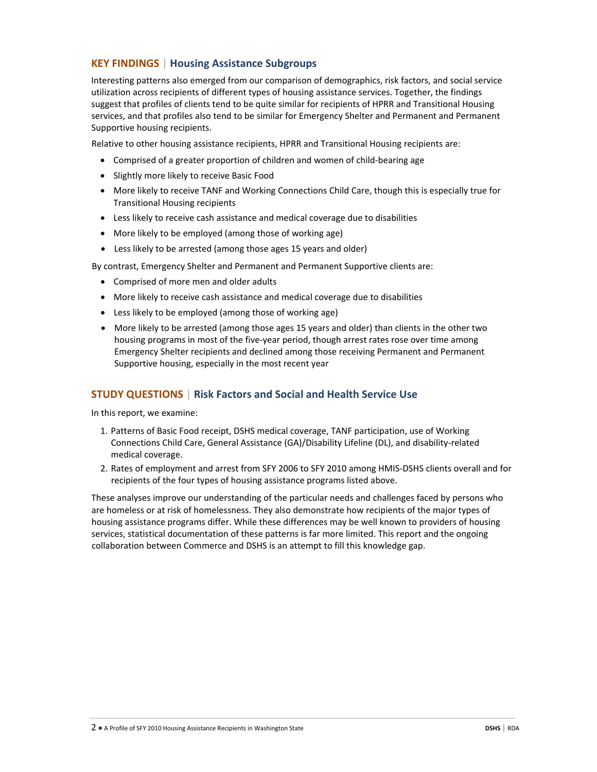## KEY FINDINGS | Housing Assistance Subgroups

Interesting patterns also emerged from our comparison of demographics, risk factors, and social service utilization across recipients of different types of housing assistance services. Together, the findings suggest that profiles of clients tend to be quite similar for recipients of HPRR and Transitional Housing services, and that profiles also tend to be similar for Emergency Shelter and Permanent and Permanent Supportive housing recipients.

Relative to other housing assistance recipients, HPRR and Transitional Housing recipients are:

- Comprised of a greater proportion of children and women of child-bearing age
- Slightly more likely to receive Basic Food
- More likely to receive TANF and Working Connections Child Care, though this is especially true for Transitional Housing recipients
- Less likely to receive cash assistance and medical coverage due to disabilities
- More likely to be employed (among those of working age)
- Less likely to be arrested (among those ages 15 years and older)

By contrast, Emergency Shelter and Permanent and Permanent Supportive clients are:

- Comprised of more men and older adults
- More likely to receive cash assistance and medical coverage due to disabilities
- Less likely to be employed (among those of working age)
- More likely to be arrested (among those ages 15 years and older) than clients in the other two housing programs in most of the five-year period, though arrest rates rose over time among Emergency Shelter recipients and declined among those receiving Permanent and Permanent Supportive housing, especially in the most recent year

## STUDY QUESTIONS | Risk Factors and Social and Health Service Use

In this report, we examine:

1. Patterns of Basic Food receipt, DSHS medical coverage, TANF participation, use of Working Connections Child Care, General Assistance (GA)/Disability Lifeline (DL), and disability-related medical coverage.
2. Rates of employment and arrest from SFY 2006 to SFY 2010 among HMIS-DSHS clients overall and for recipients of the four types of housing assistance programs listed above.

These analyses improve our understanding of the particular needs and challenges faced by persons who are homeless or at risk of homelessness. They also demonstrate how recipients of the major types of housing assistance programs differ. While these differences may be well known to providers of housing services, statistical documentation of these patterns is far more limited. This report and the ongoing collaboration between Commerce and DSHS is an attempt to fill this knowledge gap.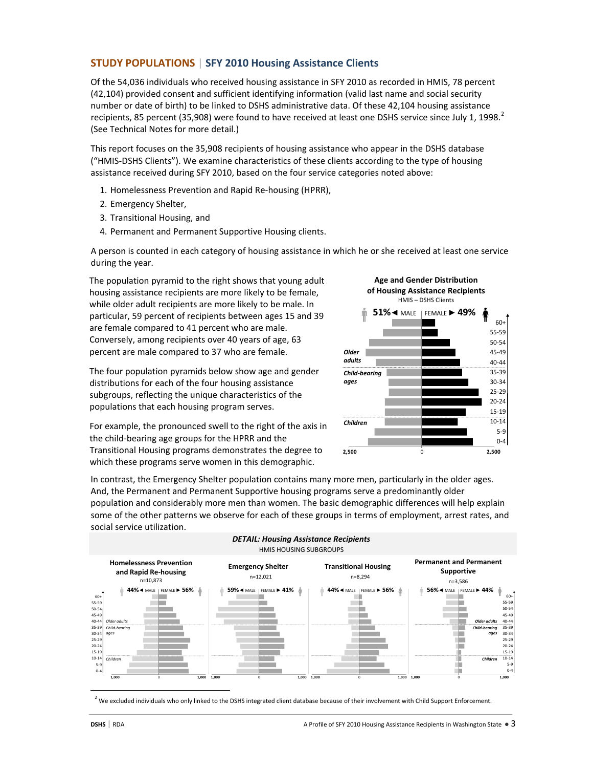## STUDY POPULATIONS | SFY 2010 Housing Assistance Clients

Of the 54,036 individuals who received housing assistance in SFY 2010 as recorded in HMIS, 78 percent (42,104) provided consent and sufficient identifying information (valid last name and social security number or date of birth) to be linked to DSHS administrative data. Of these 42,104 housing assistance recipients, 85 percent (35,908) were found to have received at least one DSHS service since July 1, 1998.[2] (See Technical Notes for more detail.)

This report focuses on the 35,908 recipients of housing assistance who appear in the DSHS database ("HMIS-DSHS Clients"). We examine characteristics of these clients according to the type of housing assistance received during SFY 2010, based on the four service categories noted above:

1. Homelessness Prevention and Rapid Re-housing (HPRR),
2. Emergency Shelter,
3. Transitional Housing, and
4. Permanent and Permanent Supportive Housing clients.

A person is counted in each category of housing assistance in which he or she received at least one service during the year.

The population pyramid to the right shows that young adult housing assistance recipients are more likely to be female, while older adult recipients are more likely to be male. In particular, 59 percent of recipients between ages 15 and 39 are female compared to 41 percent who are male. Conversely, among recipients over 40 years of age, 63 percent are male compared to 37 who are female.

The four population pyramids below show age and gender distributions for each of the four housing assistance subgroups, reflecting the unique characteristics of the populations that each housing program serves.

For example, the pronounced swell to the right of the axis in the child-bearing age groups for the HPRR and the Transitional Housing programs demonstrates the degree to which these programs serve women in this demographic.

**Age and Gender Distribution of Housing Assistance Recipients**
HMIS – DSHS Clients

51% ◄ MALE | FEMALE ► 49%

In contrast, the Emergency Shelter population contains many more men, particularly in the older ages. And, the Permanent and Permanent Supportive Housing programs serve a predominantly older population and considerably more men than women. The basic demographic differences will help explain some of the other patterns we observe for each of these groups in terms of employment, arrest rates, and social service utilization.

***DETAIL: Housing Assistance Recipients***
HMIS HOUSING SUBGROUPS

| Subgroup | n | Male | Female |
|---|---|---|---|
| Homelessness Prevention and Rapid Re-housing | 10,873 | 44% | 56% |
| Emergency Shelter | 12,021 | 59% | 41% |
| Transitional Housing | 8,294 | 44% | 56% |
| Permanent and Permanent Supportive | 3,586 | 56% | 44% |

[2] We excluded individuals who only linked to the DSHS integrated client database because of their involvement with Child Support Enforcement.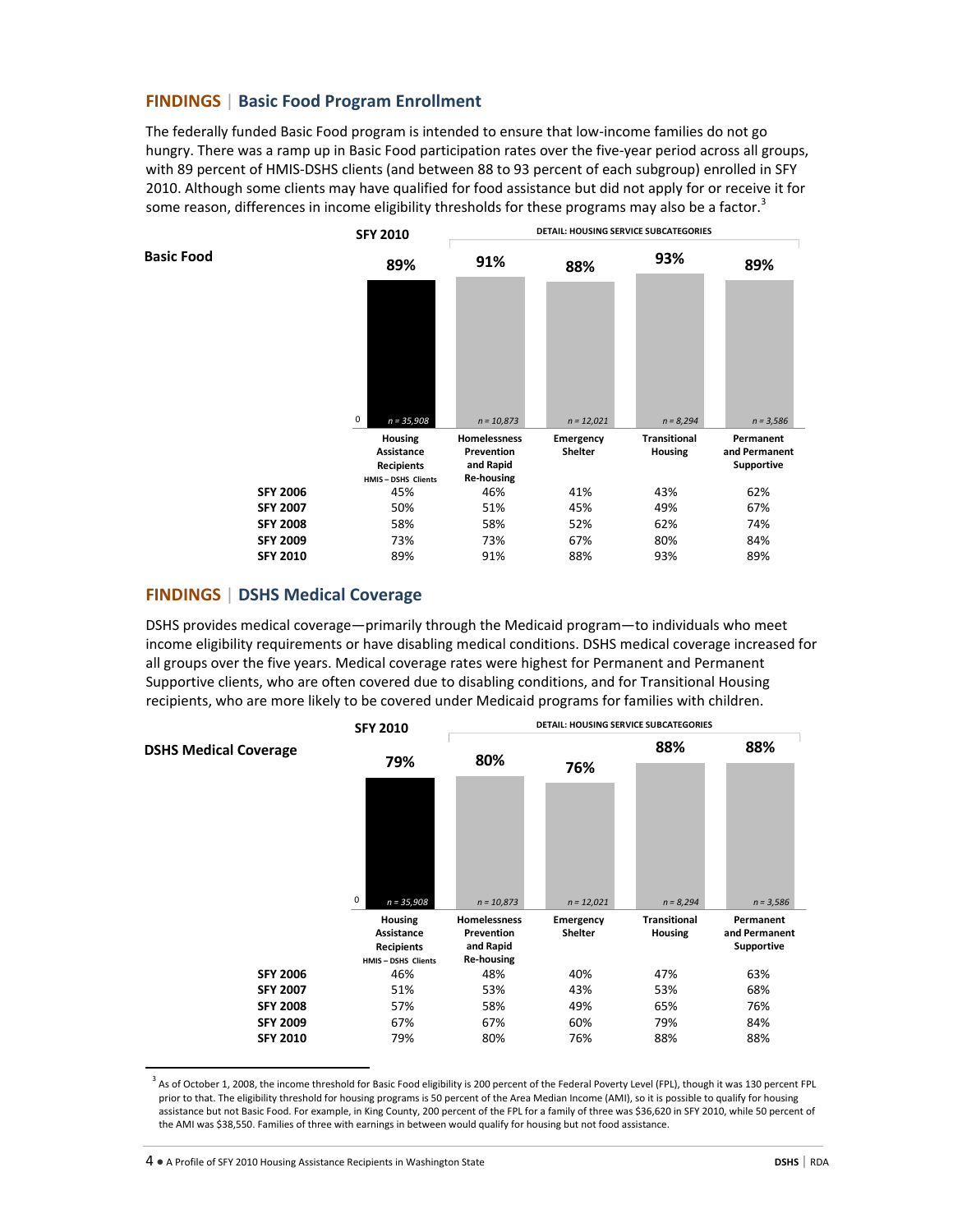## FINDINGS | Basic Food Program Enrollment

The federally funded Basic Food program is intended to ensure that low-income families do not go hungry. There was a ramp up in Basic Food participation rates over the five-year period across all groups, with 89 percent of HMIS-DSHS clients (and between 88 to 93 percent of each subgroup) enrolled in SFY 2010. Although some clients may have qualified for food assistance but did not apply for or receive it for some reason, differences in income eligibility thresholds for these programs may also be a factor.[3]

**Basic Food**

| | SFY 2010 | DETAIL: HOUSING SERVICE SUBCATEGORIES | | | |
|---|---|---|---|---|---|
| | Housing Assistance Recipients (HMIS – DSHS Clients) | Homelessness Prevention and Rapid Re-housing | Emergency Shelter | Transitional Housing | Permanent and Permanent Supportive |
| | n = 35,908 | n = 10,873 | n = 12,021 | n = 8,294 | n = 3,586 |
| **SFY 2006** | 45% | 46% | 41% | 43% | 62% |
| **SFY 2007** | 50% | 51% | 45% | 49% | 67% |
| **SFY 2008** | 58% | 58% | 52% | 62% | 74% |
| **SFY 2009** | 73% | 73% | 67% | 80% | 84% |
| **SFY 2010** | 89% | 91% | 88% | 93% | 89% |

## FINDINGS | DSHS Medical Coverage

DSHS provides medical coverage—primarily through the Medicaid program—to individuals who meet income eligibility requirements or have disabling medical conditions. DSHS medical coverage increased for all groups over the five years. Medical coverage rates were highest for Permanent and Permanent Supportive clients, who are often covered due to disabling conditions, and for Transitional Housing recipients, who are more likely to be covered under Medicaid programs for families with children.

**DSHS Medical Coverage**

| | SFY 2010 | DETAIL: HOUSING SERVICE SUBCATEGORIES | | | |
|---|---|---|---|---|---|
| | Housing Assistance Recipients (HMIS – DSHS Clients) | Homelessness Prevention and Rapid Re-housing | Emergency Shelter | Transitional Housing | Permanent and Permanent Supportive |
| | n = 35,908 | n = 10,873 | n = 12,021 | n = 8,294 | n = 3,586 |
| **SFY 2006** | 46% | 48% | 40% | 47% | 63% |
| **SFY 2007** | 51% | 53% | 43% | 53% | 68% |
| **SFY 2008** | 57% | 58% | 49% | 65% | 76% |
| **SFY 2009** | 67% | 67% | 60% | 79% | 84% |
| **SFY 2010** | 79% | 80% | 76% | 88% | 88% |

[3] As of October 1, 2008, the income threshold for Basic Food eligibility is 200 percent of the Federal Poverty Level (FPL), though it was 130 percent FPL prior to that. The eligibility threshold for housing programs is 50 percent of the Area Median Income (AMI), so it is possible to qualify for housing assistance but not Basic Food. For example, in King County, 200 percent of the FPL for a family of three was $36,620 in SFY 2010, while 50 percent of the AMI was $38,550. Families of three with earnings in between would qualify for housing but not food assistance.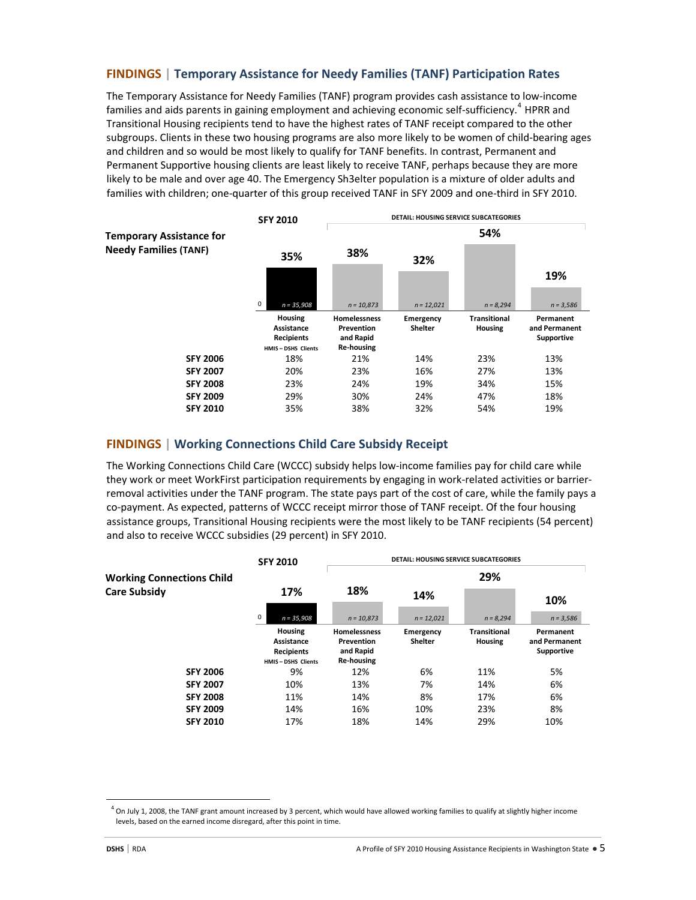## FINDINGS | Temporary Assistance for Needy Families (TANF) Participation Rates

The Temporary Assistance for Needy Families (TANF) program provides cash assistance to low-income families and aids parents in gaining employment and achieving economic self-sufficiency.[4] HPRR and Transitional Housing recipients tend to have the highest rates of TANF receipt compared to the other subgroups. Clients in these two housing programs are also more likely to be women of child-bearing ages and children and so would be most likely to qualify for TANF benefits. In contrast, Permanent and Permanent Supportive housing clients are least likely to receive TANF, perhaps because they are more likely to be male and over age 40. The Emergency Sh3elter population is a mixture of older adults and families with children; one-quarter of this group received TANF in SFY 2009 and one-third in SFY 2010.

**Temporary Assistance for Needy Families (TANF)**

| | SFY 2010 | DETAIL: HOUSING SERVICE SUBCATEGORIES | | | |
|---|---|---|---|---|---|
| | **Housing Assistance Recipients** HMIS – DSHS Clients | **Homelessness Prevention and Rapid Re-housing** | **Emergency Shelter** | **Transitional Housing** | **Permanent and Permanent Supportive** |
| | *n = 35,908* | *n = 10,873* | *n = 12,021* | *n = 8,294* | *n = 3,586* |
| **SFY 2006** | 18% | 21% | 14% | 23% | 13% |
| **SFY 2007** | 20% | 23% | 16% | 27% | 13% |
| **SFY 2008** | 23% | 24% | 19% | 34% | 15% |
| **SFY 2009** | 29% | 30% | 24% | 47% | 18% |
| **SFY 2010** | 35% | 38% | 32% | 54% | 19% |

## FINDINGS | Working Connections Child Care Subsidy Receipt

The Working Connections Child Care (WCCC) subsidy helps low-income families pay for child care while they work or meet WorkFirst participation requirements by engaging in work-related activities or barrier-removal activities under the TANF program. The state pays part of the cost of care, while the family pays a co-payment. As expected, patterns of WCCC receipt mirror those of TANF receipt. Of the four housing assistance groups, Transitional Housing recipients were the most likely to be TANF recipients (54 percent) and also to receive WCCC subsidies (29 percent) in SFY 2010.

**Working Connections Child Care Subsidy**

| | SFY 2010 | DETAIL: HOUSING SERVICE SUBCATEGORIES | | | |
|---|---|---|---|---|---|
| | **Housing Assistance Recipients** HMIS – DSHS Clients | **Homelessness Prevention and Rapid Re-housing** | **Emergency Shelter** | **Transitional Housing** | **Permanent and Permanent Supportive** |
| | *n = 35,908* | *n = 10,873* | *n = 12,021* | *n = 8,294* | *n = 3,586* |
| **SFY 2006** | 9% | 12% | 6% | 11% | 5% |
| **SFY 2007** | 10% | 13% | 7% | 14% | 6% |
| **SFY 2008** | 11% | 14% | 8% | 17% | 6% |
| **SFY 2009** | 14% | 16% | 10% | 23% | 8% |
| **SFY 2010** | 17% | 18% | 14% | 29% | 10% |

[4] On July 1, 2008, the TANF grant amount increased by 3 percent, which would have allowed working families to qualify at slightly higher income levels, based on the earned income disregard, after this point in time.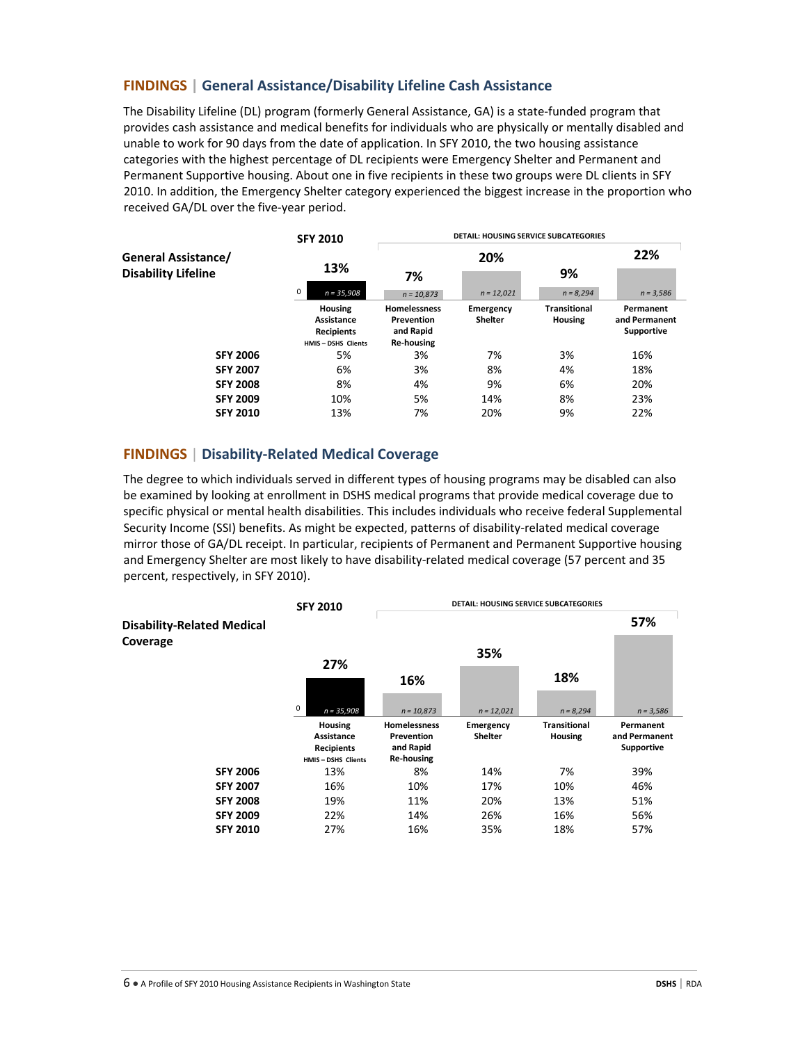## FINDINGS | General Assistance/Disability Lifeline Cash Assistance

The Disability Lifeline (DL) program (formerly General Assistance, GA) is a state-funded program that provides cash assistance and medical benefits for individuals who are physically or mentally disabled and unable to work for 90 days from the date of application. In SFY 2010, the two housing assistance categories with the highest percentage of DL recipients were Emergency Shelter and Permanent and Permanent Supportive housing. About one in five recipients in these two groups were DL clients in SFY 2010. In addition, the Emergency Shelter category experienced the biggest increase in the proportion who received GA/DL over the five-year period.

**General Assistance/ Disability Lifeline**

| | SFY 2010 | DETAIL: HOUSING SERVICE SUBCATEGORIES | | | |
|---|---|---|---|---|---|
| | Housing Assistance Recipients (HMIS – DSHS Clients) | Homelessness Prevention and Rapid Re-housing | Emergency Shelter | Transitional Housing | Permanent and Permanent Supportive |
| | *n = 35,908* | *n = 10,873* | *n = 12,021* | *n = 8,294* | *n = 3,586* |
| **SFY 2006** | 5% | 3% | 7% | 3% | 16% |
| **SFY 2007** | 6% | 3% | 8% | 4% | 18% |
| **SFY 2008** | 8% | 4% | 9% | 6% | 20% |
| **SFY 2009** | 10% | 5% | 14% | 8% | 23% |
| **SFY 2010** | 13% | 7% | 20% | 9% | 22% |

## FINDINGS | Disability-Related Medical Coverage

The degree to which individuals served in different types of housing programs may be disabled can also be examined by looking at enrollment in DSHS medical programs that provide medical coverage due to specific physical or mental health disabilities. This includes individuals who receive federal Supplemental Security Income (SSI) benefits. As might be expected, patterns of disability-related medical coverage mirror those of GA/DL receipt. In particular, recipients of Permanent and Permanent Supportive housing and Emergency Shelter are most likely to have disability-related medical coverage (57 percent and 35 percent, respectively, in SFY 2010).

**Disability-Related Medical Coverage**

| | SFY 2010 | DETAIL: HOUSING SERVICE SUBCATEGORIES | | | |
|---|---|---|---|---|---|
| | Housing Assistance Recipients (HMIS – DSHS Clients) | Homelessness Prevention and Rapid Re-housing | Emergency Shelter | Transitional Housing | Permanent and Permanent Supportive |
| | *n = 35,908* | *n = 10,873* | *n = 12,021* | *n = 8,294* | *n = 3,586* |
| **SFY 2006** | 13% | 8% | 14% | 7% | 39% |
| **SFY 2007** | 16% | 10% | 17% | 10% | 46% |
| **SFY 2008** | 19% | 11% | 20% | 13% | 51% |
| **SFY 2009** | 22% | 14% | 26% | 16% | 56% |
| **SFY 2010** | 27% | 16% | 35% | 18% | 57% |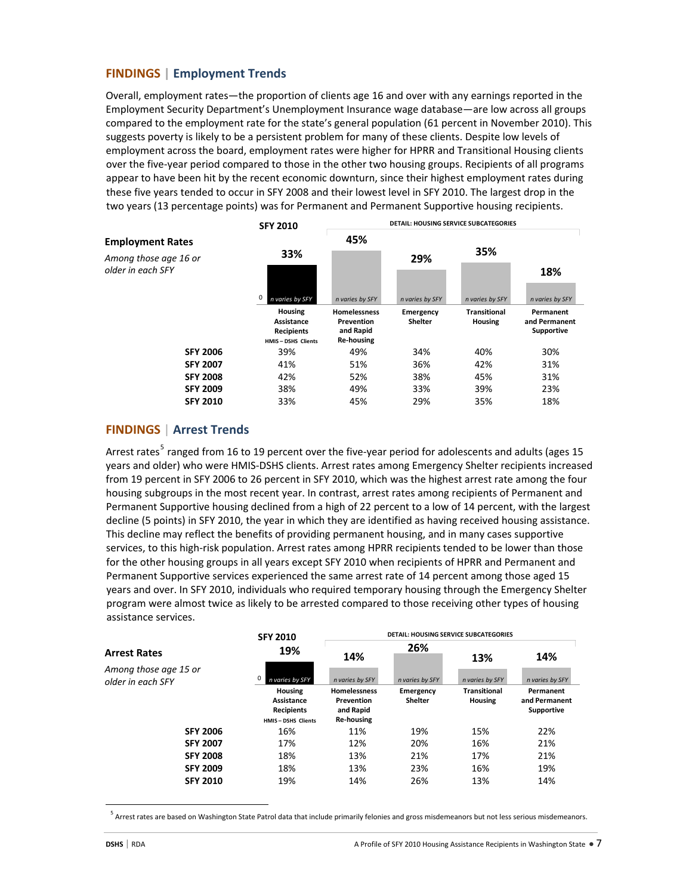## FINDINGS | Employment Trends

Overall, employment rates—the proportion of clients age 16 and over with any earnings reported in the Employment Security Department's Unemployment Insurance wage database—are low across all groups compared to the employment rate for the state's general population (61 percent in November 2010). This suggests poverty is likely to be a persistent problem for many of these clients. Despite low levels of employment across the board, employment rates were higher for HPRR and Transitional Housing clients over the five-year period compared to those in the other two housing groups. Recipients of all programs appear to have been hit by the recent economic downturn, since their highest employment rates during these five years tended to occur in SFY 2008 and their lowest level in SFY 2010. The largest drop in the two years (13 percentage points) was for Permanent and Permanent Supportive housing recipients.

**Employment Rates**

*Among those age 16 or older in each SFY*

| | SFY 2010 | DETAIL: HOUSING SERVICE SUBCATEGORIES | | | |
|---|---|---|---|---|---|
| | Housing Assistance Recipients (HMIS – DSHS Clients) | Homelessness Prevention and Rapid Re-housing | Emergency Shelter | Transitional Housing | Permanent and Permanent Supportive |
| | 33% | 45% | 29% | 35% | 18% |
| | *n varies by SFY* | *n varies by SFY* | *n varies by SFY* | *n varies by SFY* | *n varies by SFY* |
| **SFY 2006** | 39% | 49% | 34% | 40% | 30% |
| **SFY 2007** | 41% | 51% | 36% | 42% | 31% |
| **SFY 2008** | 42% | 52% | 38% | 45% | 31% |
| **SFY 2009** | 38% | 49% | 33% | 39% | 23% |
| **SFY 2010** | 33% | 45% | 29% | 35% | 18% |

## FINDINGS | Arrest Trends

Arrest rates[5] ranged from 16 to 19 percent over the five-year period for adolescents and adults (ages 15 years and older) who were HMIS-DSHS clients. Arrest rates among Emergency Shelter recipients increased from 19 percent in SFY 2006 to 26 percent in SFY 2010, which was the highest arrest rate among the four housing subgroups in the most recent year. In contrast, arrest rates among recipients of Permanent and Permanent Supportive housing declined from a high of 22 percent to a low of 14 percent, with the largest decline (5 points) in SFY 2010, the year in which they are identified as having received housing assistance. This decline may reflect the benefits of providing permanent housing, and in many cases supportive services, to this high-risk population. Arrest rates among HPRR recipients tended to be lower than those for the other housing groups in all years except SFY 2010 when recipients of HPRR and Permanent and Permanent Supportive services experienced the same arrest rate of 14 percent among those aged 15 years and over. In SFY 2010, individuals who required temporary housing through the Emergency Shelter program were almost twice as likely to be arrested compared to those receiving other types of housing assistance services.

**Arrest Rates**

*Among those age 15 or older in each SFY*

| | SFY 2010 | DETAIL: HOUSING SERVICE SUBCATEGORIES | | | |
|---|---|---|---|---|---|
| | Housing Assistance Recipients (HMIS – DSHS Clients) | Homelessness Prevention and Rapid Re-housing | Emergency Shelter | Transitional Housing | Permanent and Permanent Supportive |
| | 19% | 14% | 26% | 13% | 14% |
| | *n varies by SFY* | *n varies by SFY* | *n varies by SFY* | *n varies by SFY* | *n varies by SFY* |
| **SFY 2006** | 16% | 11% | 19% | 15% | 22% |
| **SFY 2007** | 17% | 12% | 20% | 16% | 21% |
| **SFY 2008** | 18% | 13% | 21% | 17% | 21% |
| **SFY 2009** | 18% | 13% | 23% | 16% | 19% |
| **SFY 2010** | 19% | 14% | 26% | 13% | 14% |

[5] Arrest rates are based on Washington State Patrol data that include primarily felonies and gross misdemeanors but not less serious misdemeanors.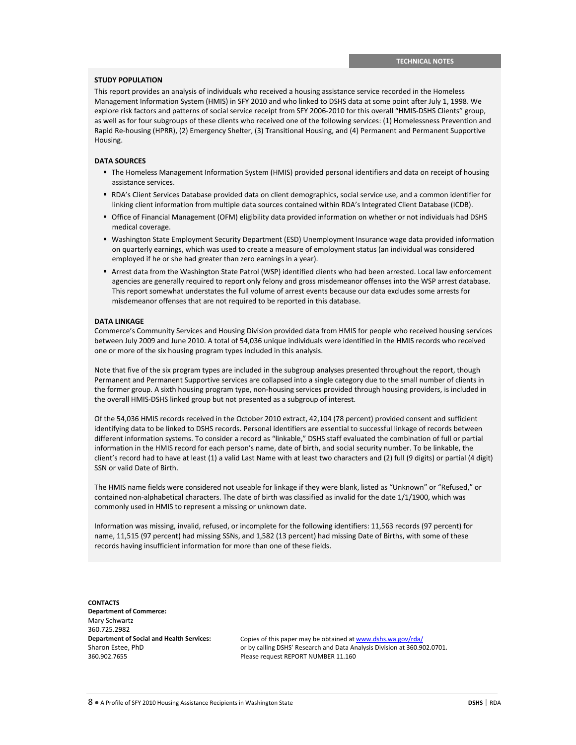## TECHNICAL NOTES

### STUDY POPULATION

This report provides an analysis of individuals who received a housing assistance service recorded in the Homeless Management Information System (HMIS) in SFY 2010 and who linked to DSHS data at some point after July 1, 1998. We explore risk factors and patterns of social service receipt from SFY 2006-2010 for this overall "HMIS-DSHS Clients" group, as well as for four subgroups of these clients who received one of the following services: (1) Homelessness Prevention and Rapid Re-housing (HPRR), (2) Emergency Shelter, (3) Transitional Housing, and (4) Permanent and Permanent Supportive Housing.

### DATA SOURCES

- The Homeless Management Information System (HMIS) provided personal identifiers and data on receipt of housing assistance services.
- RDA's Client Services Database provided data on client demographics, social service use, and a common identifier for linking client information from multiple data sources contained within RDA's Integrated Client Database (ICDB).
- Office of Financial Management (OFM) eligibility data provided information on whether or not individuals had DSHS medical coverage.
- Washington State Employment Security Department (ESD) Unemployment Insurance wage data provided information on quarterly earnings, which was used to create a measure of employment status (an individual was considered employed if he or she had greater than zero earnings in a year).
- Arrest data from the Washington State Patrol (WSP) identified clients who had been arrested. Local law enforcement agencies are generally required to report only felony and gross misdemeanor offenses into the WSP arrest database. This report somewhat understates the full volume of arrest events because our data excludes some arrests for misdemeanor offenses that are not required to be reported in this database.

### DATA LINKAGE

Commerce's Community Services and Housing Division provided data from HMIS for people who received housing services between July 2009 and June 2010. A total of 54,036 unique individuals were identified in the HMIS records who received one or more of the six housing program types included in this analysis.

Note that five of the six program types are included in the subgroup analyses presented throughout the report, though Permanent and Permanent Supportive services are collapsed into a single category due to the small number of clients in the former group. A sixth housing program type, non-housing services provided through housing providers, is included in the overall HMIS-DSHS linked group but not presented as a subgroup of interest.

Of the 54,036 HMIS records received in the October 2010 extract, 42,104 (78 percent) provided consent and sufficient identifying data to be linked to DSHS records. Personal identifiers are essential to successful linkage of records between different information systems. To consider a record as "linkable," DSHS staff evaluated the combination of full or partial information in the HMIS record for each person's name, date of birth, and social security number. To be linkable, the client's record had to have at least (1) a valid Last Name with at least two characters and (2) full (9 digits) or partial (4 digit) SSN or valid Date of Birth.

The HMIS name fields were considered not useable for linkage if they were blank, listed as "Unknown" or "Refused," or contained non-alphabetical characters. The date of birth was classified as invalid for the date 1/1/1900, which was commonly used in HMIS to represent a missing or unknown date.

Information was missing, invalid, refused, or incomplete for the following identifiers: 11,563 records (97 percent) for name, 11,515 (97 percent) had missing SSNs, and 1,582 (13 percent) had missing Date of Births, with some of these records having insufficient information for more than one of these fields.

**CONTACTS**
**Department of Commerce:**
Mary Schwartz
360.725.2982
**Department of Social and Health Services:**
Sharon Estee, PhD
360.902.7655

Copies of this paper may be obtained at www.dshs.wa.gov/rda/
or by calling DSHS' Research and Data Analysis Division at 360.902.0701.
Please request REPORT NUMBER 11.160